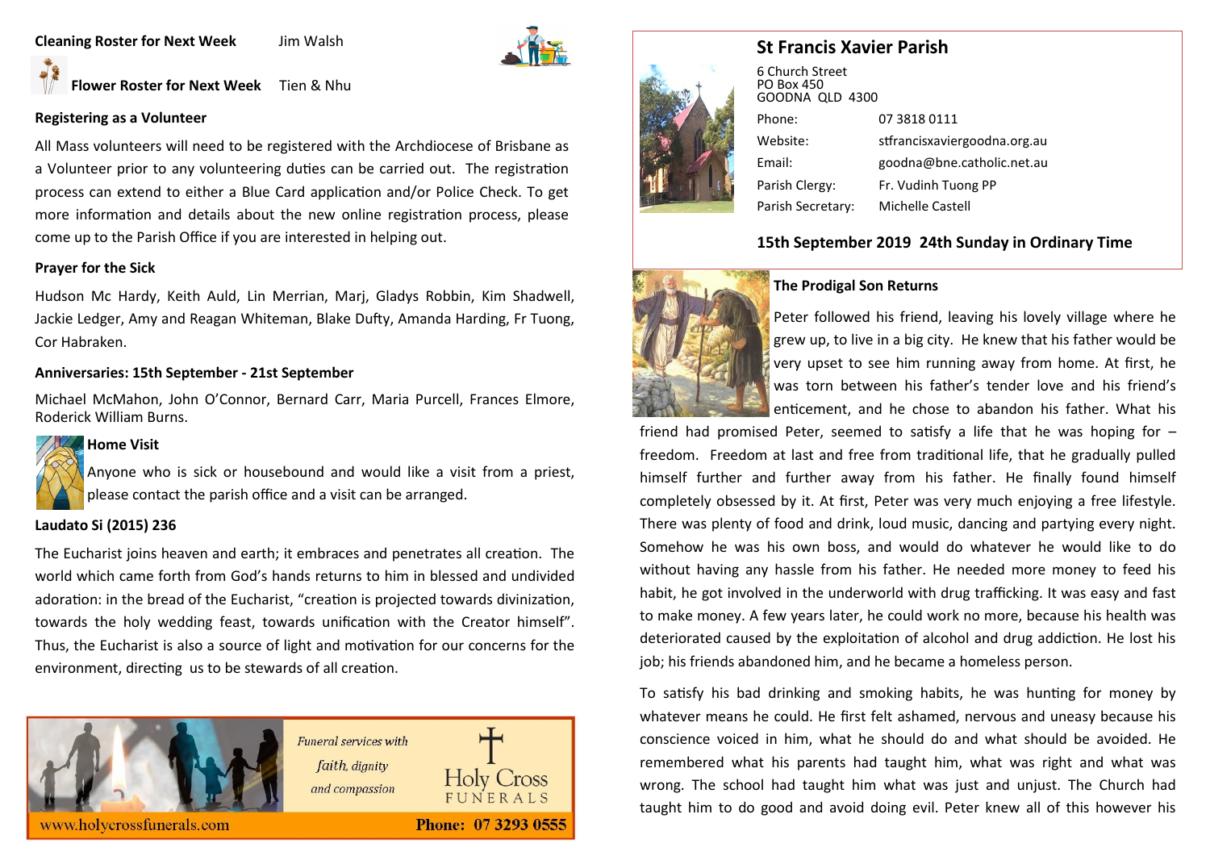**Cleaning Roster for Next Week** Jim Walsh

**Flower Roster for Next Week** Tien & Nhu

**Registering as a Volunteer**

All Mass volunteers will need to be registered with the Archdiocese of Brisbane as a Volunteer prior to any volunteering duties can be carried out. The registration process can extend to either a Blue Card application and/or Police Check. To get more information and details about the new online registration process, please come up to the Parish Office if you are interested in helping out.

**Prayer for the Sick**

Hudson Mc Hardy, Keith Auld, Lin Merrian, Marj, Gladys Robbin, Kim Shadwell, Jackie Ledger, Amy and Reagan Whiteman, Blake Dufty, Amanda Harding, Fr Tuong, Cor Habraken.

**Anniversaries: 15th September - 21st September**

Michael McMahon, John O'Connor, Bernard Carr, Maria Purcell, Frances Elmore, Roderick William Burns.

**Home Visit**

Anyone who is sick or housebound and would like a visit from a priest, please contact the parish office and a visit can be arranged.

**Laudato Si (2015) 236**

The Eucharist joins heaven and earth; it embraces and penetrates all creation. The world which came forth from God's hands returns to him in blessed and undivided adoration: in the bread of the Eucharist, "creation is projected towards divinization, towards the holy wedding feast, towards unification with the Creator himself". Thus, the Eucharist is also a source of light and motivation for our concerns for the environment, directing us to be stewards of all creation.

*Funeral services with faith, dignity and compassion*

Holy Cross FUNERALS

www.holycrossfunerals.com Phone: 07 3293 0555

## St Francis Xavier Parish

6 Church Street
PO Box 450
GOODNA QLD 4300

| | |
|---|---|
| Phone: | 07 3818 0111 |
| Website: | stfrancisxaviergoodna.org.au |
| Email: | goodna@bne.catholic.net.au |
| Parish Clergy: | Fr. Vudinh Tuong PP |
| Parish Secretary: | Michelle Castell |

### 15th September 2019 24th Sunday in Ordinary Time

**The Prodigal Son Returns**

Peter followed his friend, leaving his lovely village where he grew up, to live in a big city. He knew that his father would be very upset to see him running away from home. At first, he was torn between his father's tender love and his friend's enticement, and he chose to abandon his father. What his friend had promised Peter, seemed to satisfy a life that he was hoping for – freedom. Freedom at last and free from traditional life, that he gradually pulled himself further and further away from his father. He finally found himself completely obsessed by it. At first, Peter was very much enjoying a free lifestyle. There was plenty of food and drink, loud music, dancing and partying every night. Somehow he was his own boss, and would do whatever he would like to do without having any hassle from his father. He needed more money to feed his habit, he got involved in the underworld with drug trafficking. It was easy and fast to make money. A few years later, he could work no more, because his health was deteriorated caused by the exploitation of alcohol and drug addiction. He lost his job; his friends abandoned him, and he became a homeless person.

To satisfy his bad drinking and smoking habits, he was hunting for money by whatever means he could. He first felt ashamed, nervous and uneasy because his conscience voiced in him, what he should do and what should be avoided. He remembered what his parents had taught him, what was right and what was wrong. The school had taught him what was just and unjust. The Church had taught him to do good and avoid doing evil. Peter knew all of this however his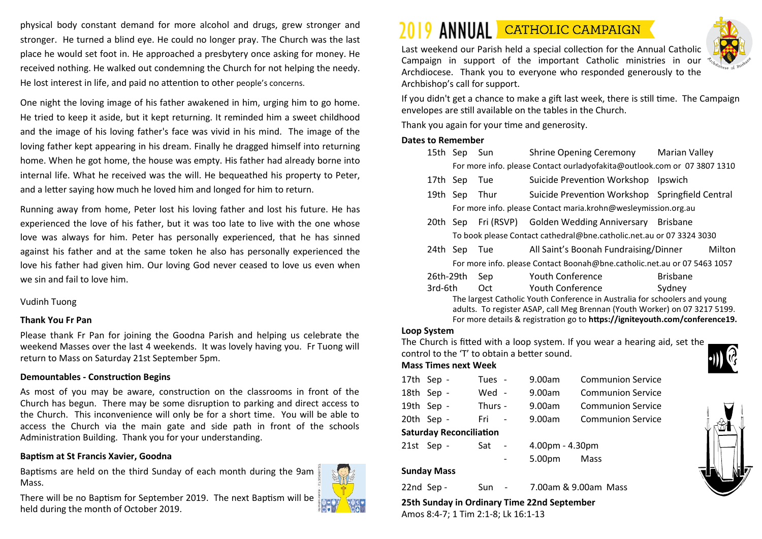physical body constant demand for more alcohol and drugs, grew stronger and stronger. He turned a blind eye. He could no longer pray. The Church was the last place he would set foot in. He approached a presbytery once asking for money. He received nothing. He walked out condemning the Church for not helping the needy. He lost interest in life, and paid no attention to other people's concerns.

One night the loving image of his father awakened in him, urging him to go home. He tried to keep it aside, but it kept returning. It reminded him a sweet childhood and the image of his loving father's face was vivid in his mind. The image of the loving father kept appearing in his dream. Finally he dragged himself into returning home. When he got home, the house was empty. His father had already borne into internal life. What he received was the will. He bequeathed his property to Peter, and a letter saying how much he loved him and longed for him to return.

Running away from home, Peter lost his loving father and lost his future. He has experienced the love of his father, but it was too late to live with the one whose love was always for him. Peter has personally experienced, that he has sinned against his father and at the same token he also has personally experienced the love his father had given him. Our loving God never ceased to love us even when we sin and fail to love him.

Vudinh Tuong

**Thank You Fr Pan**

Please thank Fr Pan for joining the Goodna Parish and helping us celebrate the weekend Masses over the last 4 weekends. It was lovely having you. Fr Tuong will return to Mass on Saturday 21st September 5pm.

**Demountables - Construction Begins**

As most of you may be aware, construction on the classrooms in front of the Church has begun. There may be some disruption to parking and direct access to the Church. This inconvenience will only be for a short time. You will be able to access the Church via the main gate and side path in front of the schools Administration Building. Thank you for your understanding.

**Baptism at St Francis Xavier, Goodna**

Baptisms are held on the third Sunday of each month during the 9am Mass.

There will be no Baptism for September 2019. The next Baptism will be held during the month of October 2019.

# 2019 ANNUAL CATHOLIC CAMPAIGN

Last weekend our Parish held a special collection for the Annual Catholic Campaign in support of the important Catholic ministries in our Archdiocese. Thank you to everyone who responded generously to the Archbishop's call for support.

If you didn't get a chance to make a gift last week, there is still time. The Campaign envelopes are still available on the tables in the Church.

Thank you again for your time and generosity.

**Dates to Remember**

| | | | | |
|---|---|---|---|---|
| 15th | Sep | Sun | Shrine Opening Ceremony | Marian Valley |
| For more info. please Contact ourladyofakita@outlook.com or 07 3807 1310 | | | | |
| 17th | Sep | Tue | Suicide Prevention Workshop | Ipswich |
| 19th | Sep | Thur | Suicide Prevention Workshop | Springfield Central |
| For more info. please Contact maria.krohn@wesleymission.org.au | | | | |
| 20th | Sep | Fri (RSVP) | Golden Wedding Anniversary | Brisbane |
| To book please Contact cathedral@bne.catholic.net.au or 07 3324 3030 | | | | |
| 24th | Sep | Tue | All Saint's Boonah Fundraising/Dinner | Milton |
| For more info. please Contact Boonah@bne.catholic.net.au or 07 5463 1057 | | | | |
| 26th-29th | | Sep | Youth Conference | Brisbane |
| 3rd-6th | | Oct | Youth Conference | Sydney |

The largest Catholic Youth Conference in Australia for schoolers and young adults. To register ASAP, call Meg Brennan (Youth Worker) on 07 3217 5199. For more details & registration go to **https://igniteyouth.com/conference19.**

**Loop System**

The Church is fitted with a loop system. If you wear a hearing aid, set the control to the 'T' to obtain a better sound.

**Mass Times next Week**

| | | | | |
|---|---|---|---|---|
| 17th | Sep - | Tues - | 9.00am | Communion Service |
| 18th | Sep - | Wed - | 9.00am | Communion Service |
| 19th | Sep - | Thurs - | 9.00am | Communion Service |
| 20th | Sep - | Fri - | 9.00am | Communion Service |

**Saturday Reconciliation**

| | | | | |
|---|---|---|---|---|
| 21st | Sep - | Sat - | 4.00pm - 4.30pm | |
| | | - | 5.00pm | Mass |

**Sunday Mass**

22nd Sep - Sun - 7.00am & 9.00am Mass

**25th Sunday in Ordinary Time 22nd September**

Amos 8:4-7; 1 Tim 2:1-8; Lk 16:1-13